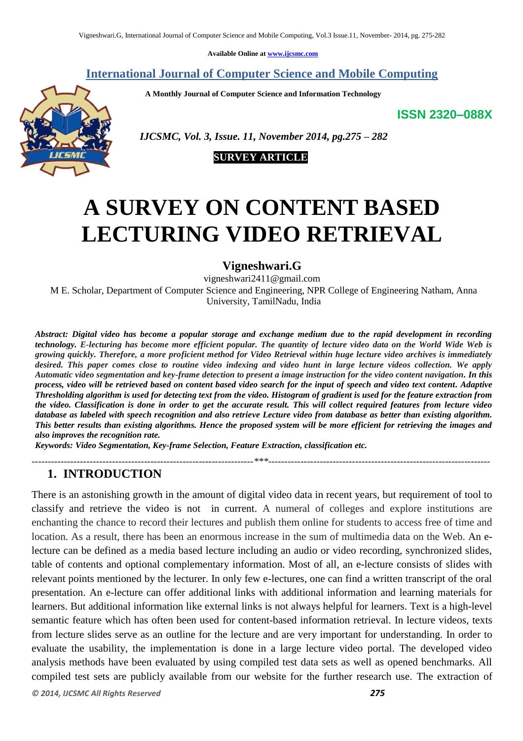Available Online at www.ijcsmc.com

# International Journal of Computer Science and Mobile Computing

**A Monthly Journal of Computer Science and Information Technology**

**ISSN 2320–088X**

*IJCSMC, Vol. 3, Issue. 11, November 2014, pg.275 – 282*

**SURVEY ARTICLE**

# A SURVEY ON CONTENT BASED LECTURING VIDEO RETRIEVAL

## Vigneshwari.G

vigneshwari2411@gmail.com

M E. Scholar, Department of Computer Science and Engineering, NPR College of Engineering Natham, Anna University, TamilNadu, India

***Abstract:** Digital video has become a popular storage and exchange medium due to the rapid development in recording technology. E-lecturing has become more efficient popular. The quantity of lecture video data on the World Wide Web is growing quickly. Therefore, a more proficient method for Video Retrieval within huge lecture video archives is immediately desired. This paper comes close to routine video indexing and video hunt in large lecture videos collection. We apply Automatic video segmentation and key-frame detection to present a image instruction for the video content navigation. In this process, video will be retrieved based on content based video search for the input of speech and video text content. Adaptive Thresholding algorithm is used for detecting text from the video. Histogram of gradient is used for the feature extraction from the video. Classification is done in order to get the accurate result. This will collect required features from lecture video database as labeled with speech recognition and also retrieve Lecture video from database as better than existing algorithm. This better results than existing algorithms. Hence the proposed system will be more efficient for retrieving the images and also improves the recognition rate.*

***Keywords:** Video Segmentation, Key-frame Selection, Feature Extraction, classification etc.*

---

## 1. INTRODUCTION

There is an astonishing growth in the amount of digital video data in recent years, but requirement of tool to classify and retrieve the video is not in current. A numeral of colleges and explore institutions are enchanting the chance to record their lectures and publish them online for students to access free of time and location. As a result, there has been an enormous increase in the sum of multimedia data on the Web. An e-lecture can be defined as a media based lecture including an audio or video recording, synchronized slides, table of contents and optional complementary information. Most of all, an e-lecture consists of slides with relevant points mentioned by the lecturer. In only few e-lectures, one can find a written transcript of the oral presentation. An e-lecture can offer additional links with additional information and learning materials for learners. But additional information like external links is not always helpful for learners. Text is a high-level semantic feature which has often been used for content-based information retrieval. In lecture videos, texts from lecture slides serve as an outline for the lecture and are very important for understanding. In order to evaluate the usability, the implementation is done in a large lecture video portal. The developed video analysis methods have been evaluated by using compiled test data sets as well as opened benchmarks. All compiled test sets are publicly available from our website for the further research use. The extraction of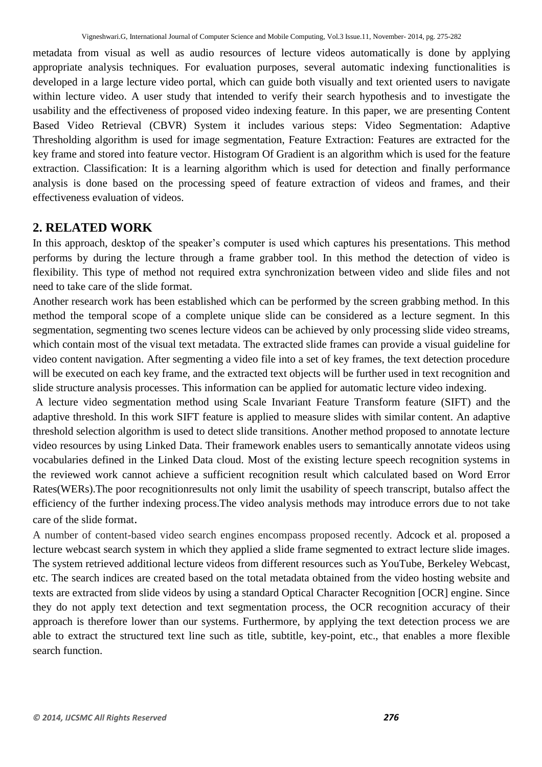metadata from visual as well as audio resources of lecture videos automatically is done by applying appropriate analysis techniques. For evaluation purposes, several automatic indexing functionalities is developed in a large lecture video portal, which can guide both visually and text oriented users to navigate within lecture video. A user study that intended to verify their search hypothesis and to investigate the usability and the effectiveness of proposed video indexing feature. In this paper, we are presenting Content Based Video Retrieval (CBVR) System it includes various steps: Video Segmentation: Adaptive Thresholding algorithm is used for image segmentation, Feature Extraction: Features are extracted for the key frame and stored into feature vector. Histogram Of Gradient is an algorithm which is used for the feature extraction. Classification: It is a learning algorithm which is used for detection and finally performance analysis is done based on the processing speed of feature extraction of videos and frames, and their effectiveness evaluation of videos.

## 2. RELATED WORK

In this approach, desktop of the speaker's computer is used which captures his presentations. This method performs by during the lecture through a frame grabber tool. In this method the detection of video is flexibility. This type of method not required extra synchronization between video and slide files and not need to take care of the slide format.

Another research work has been established which can be performed by the screen grabbing method. In this method the temporal scope of a complete unique slide can be considered as a lecture segment. In this segmentation, segmenting two scenes lecture videos can be achieved by only processing slide video streams, which contain most of the visual text metadata. The extracted slide frames can provide a visual guideline for video content navigation. After segmenting a video file into a set of key frames, the text detection procedure will be executed on each key frame, and the extracted text objects will be further used in text recognition and slide structure analysis processes. This information can be applied for automatic lecture video indexing.

A lecture video segmentation method using Scale Invariant Feature Transform feature (SIFT) and the adaptive threshold. In this work SIFT feature is applied to measure slides with similar content. An adaptive threshold selection algorithm is used to detect slide transitions. Another method proposed to annotate lecture video resources by using Linked Data. Their framework enables users to semantically annotate videos using vocabularies defined in the Linked Data cloud. Most of the existing lecture speech recognition systems in the reviewed work cannot achieve a sufficient recognition result which calculated based on Word Error Rates(WERs).The poor recognitionresults not only limit the usability of speech transcript, butalso affect the efficiency of the further indexing process.The video analysis methods may introduce errors due to not take care of the slide format.

A number of content-based video search engines encompass proposed recently. Adcock et al. proposed a lecture webcast search system in which they applied a slide frame segmented to extract lecture slide images. The system retrieved additional lecture videos from different resources such as YouTube, Berkeley Webcast, etc. The search indices are created based on the total metadata obtained from the video hosting website and texts are extracted from slide videos by using a standard Optical Character Recognition [OCR] engine. Since they do not apply text detection and text segmentation process, the OCR recognition accuracy of their approach is therefore lower than our systems. Furthermore, by applying the text detection process we are able to extract the structured text line such as title, subtitle, key-point, etc., that enables a more flexible search function.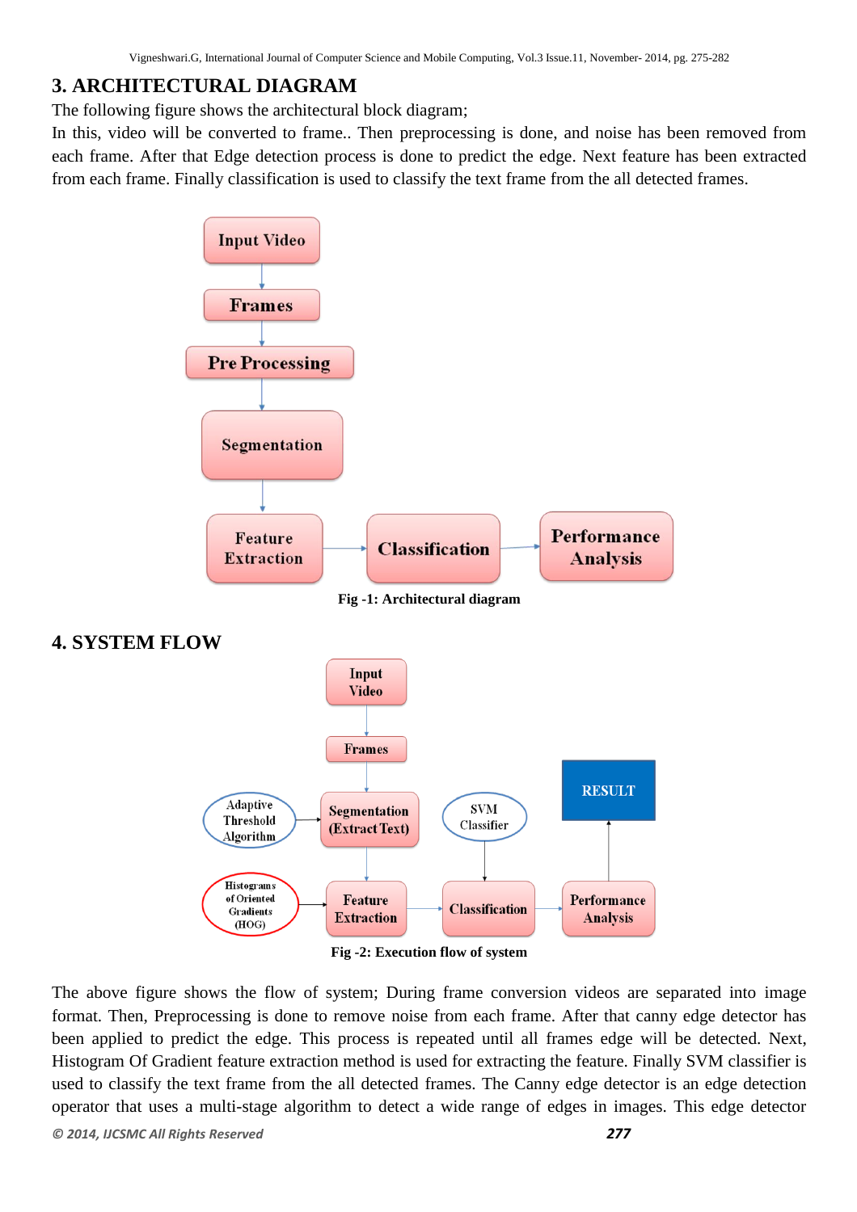## 3. ARCHITECTURAL DIAGRAM

The following figure shows the architectural block diagram;

In this, video will be converted to frame.. Then preprocessing is done, and noise has been removed from each frame. After that Edge detection process is done to predict the edge. Next feature has been extracted from each frame. Finally classification is used to classify the text frame from the all detected frames.

Fig -1: Architectural diagram

## 4. SYSTEM FLOW

Fig -2: Execution flow of system

The above figure shows the flow of system; During frame conversion videos are separated into image format. Then, Preprocessing is done to remove noise from each frame. After that canny edge detector has been applied to predict the edge. This process is repeated until all frames edge will be detected. Next, Histogram Of Gradient feature extraction method is used for extracting the feature. Finally SVM classifier is used to classify the text frame from the all detected frames. The Canny edge detector is an edge detection operator that uses a multi-stage algorithm to detect a wide range of edges in images. This edge detector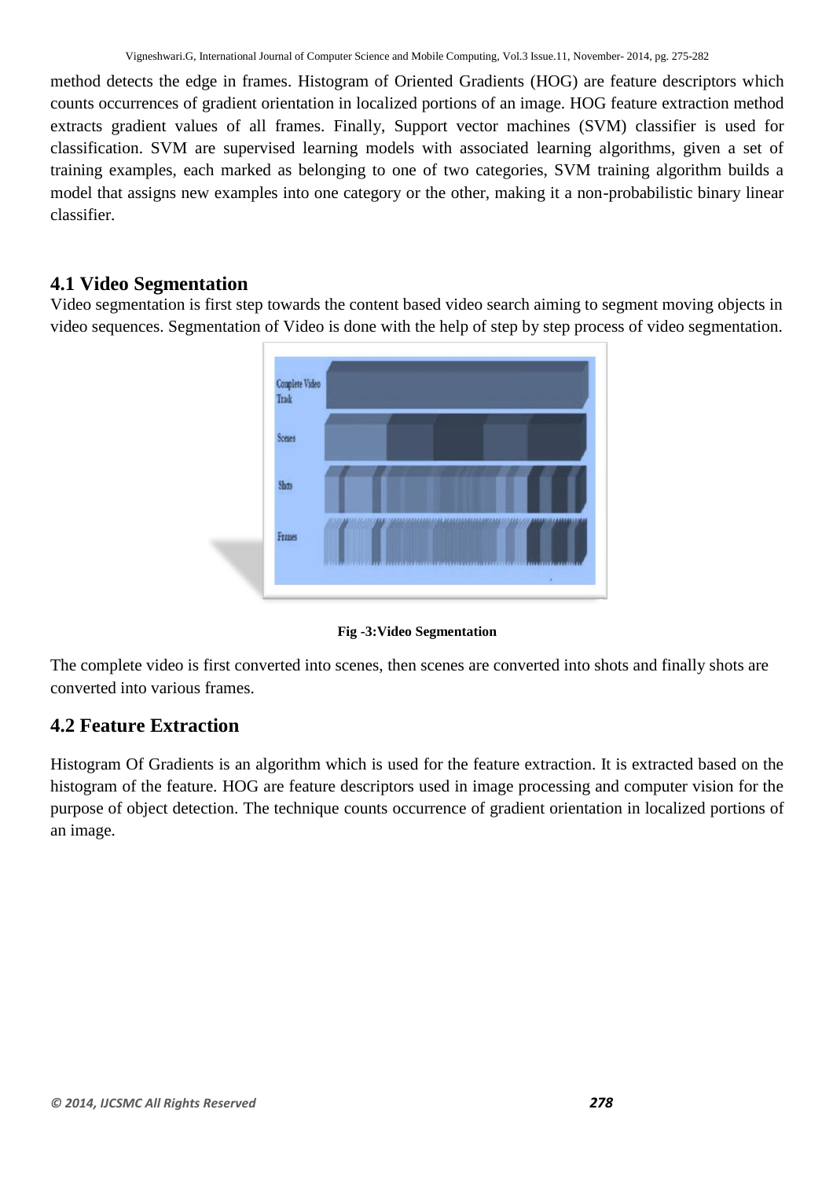method detects the edge in frames. Histogram of Oriented Gradients (HOG) are feature descriptors which counts occurrences of gradient orientation in localized portions of an image. HOG feature extraction method extracts gradient values of all frames. Finally, Support vector machines (SVM) classifier is used for classification. SVM are supervised learning models with associated learning algorithms, given a set of training examples, each marked as belonging to one of two categories, SVM training algorithm builds a model that assigns new examples into one category or the other, making it a non-probabilistic binary linear classifier.

## 4.1 Video Segmentation

Video segmentation is first step towards the content based video search aiming to segment moving objects in video sequences. Segmentation of Video is done with the help of step by step process of video segmentation.

**Fig -3:Video Segmentation**

The complete video is first converted into scenes, then scenes are converted into shots and finally shots are converted into various frames.

## 4.2 Feature Extraction

Histogram Of Gradients is an algorithm which is used for the feature extraction. It is extracted based on the histogram of the feature. HOG are feature descriptors used in image processing and computer vision for the purpose of object detection. The technique counts occurrence of gradient orientation in localized portions of an image.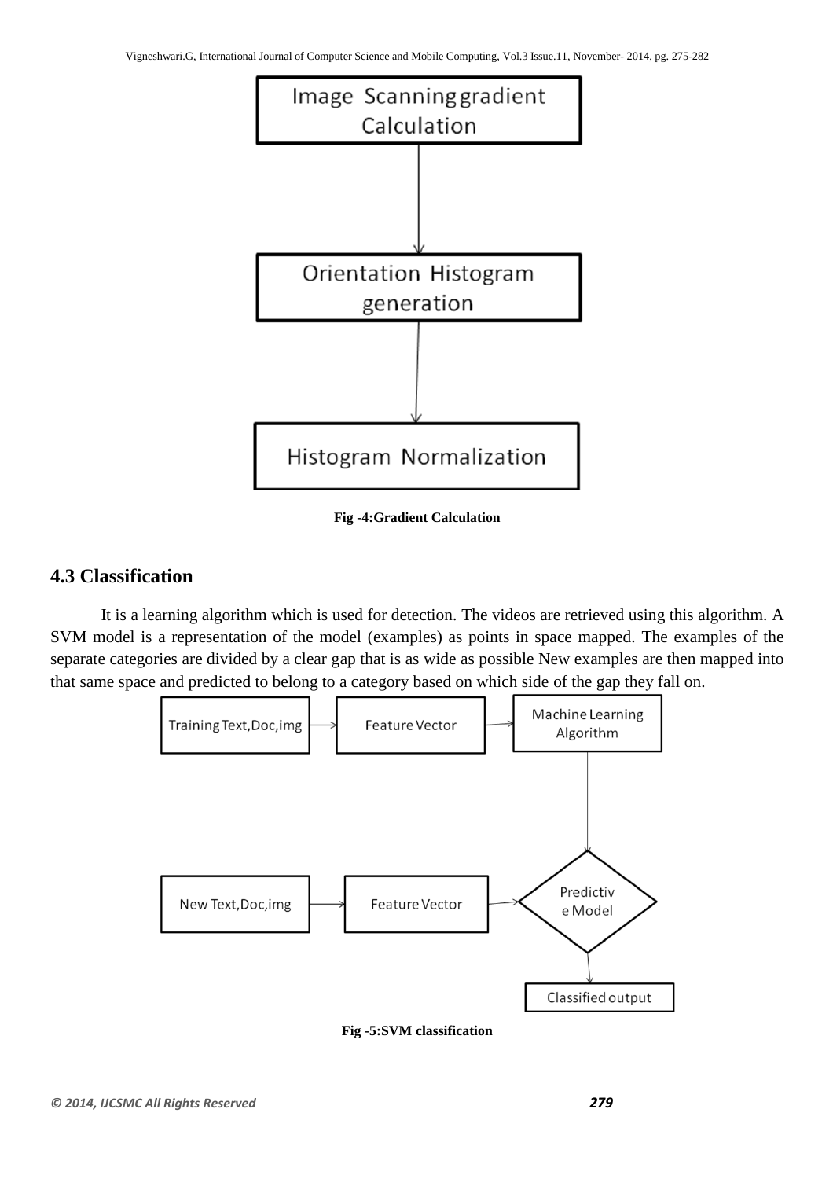Fig -4:Gradient Calculation

## 4.3 Classification

It is a learning algorithm which is used for detection. The videos are retrieved using this algorithm. A SVM model is a representation of the model (examples) as points in space mapped. The examples of the separate categories are divided by a clear gap that is as wide as possible New examples are then mapped into that same space and predicted to belong to a category based on which side of the gap they fall on.

Fig -5:SVM classification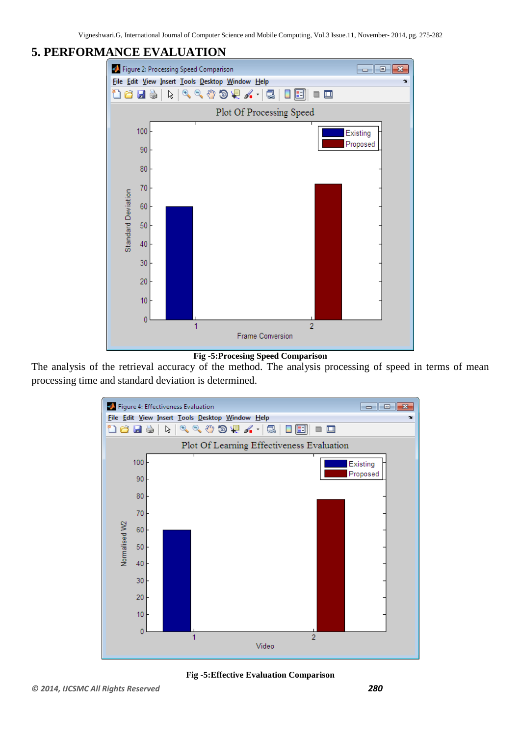## 5. PERFORMANCE EVALUATION

Fig -5:Procesing Speed Comparison

The analysis of the retrieval accuracy of the method. The analysis processing of speed in terms of mean processing time and standard deviation is determined.

Fig -5:Effective Evaluation Comparison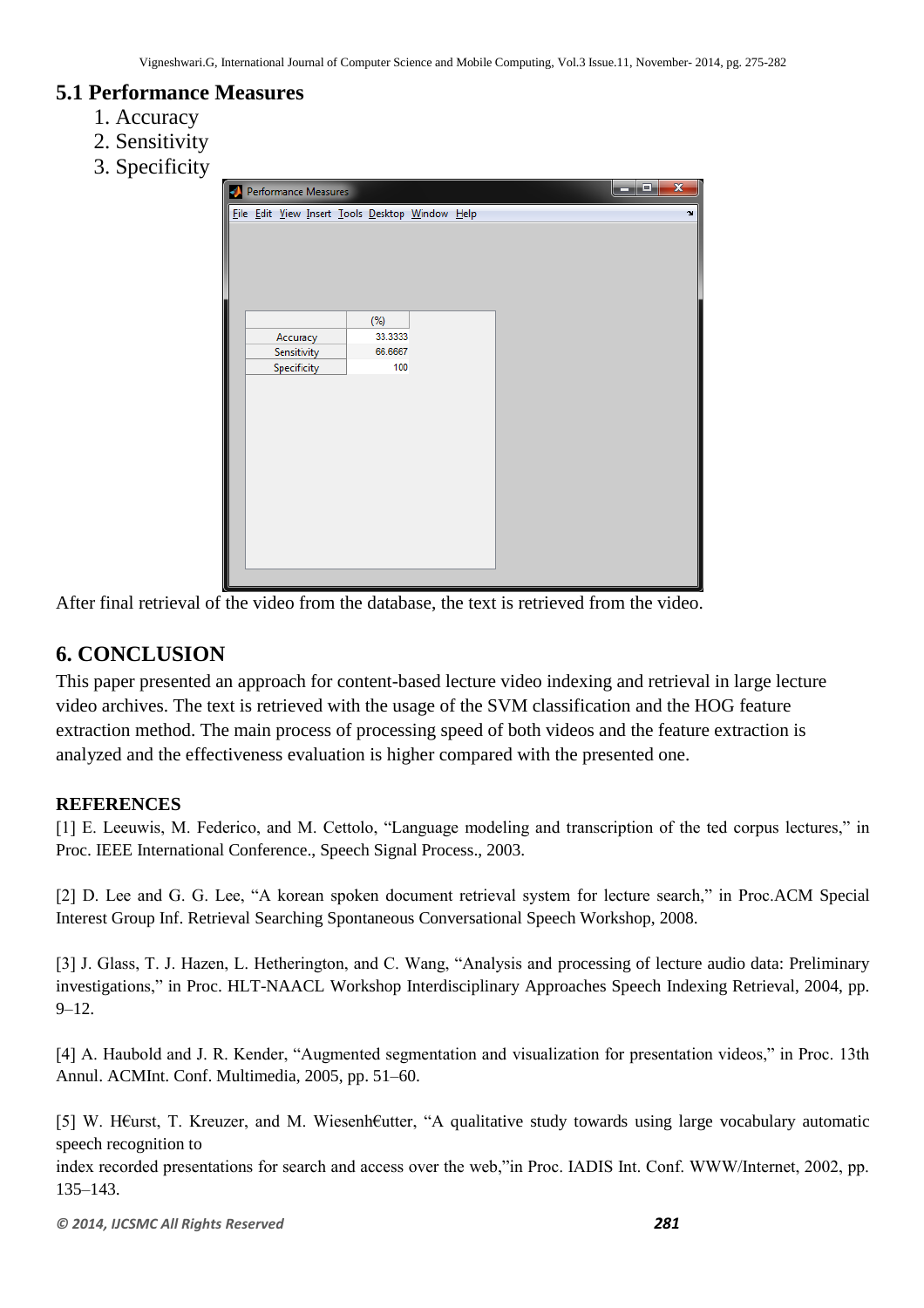## 5.1 Performance Measures

1. Accuracy
2. Sensitivity
3. Specificity

| | (%) |
|---|---|
| Accuracy | 33.3333 |
| Sensitivity | 66.6667 |
| Specificity | 100 |

After final retrieval of the video from the database, the text is retrieved from the video.

## 6. CONCLUSION

This paper presented an approach for content-based lecture video indexing and retrieval in large lecture video archives. The text is retrieved with the usage of the SVM classification and the HOG feature extraction method. The main process of processing speed of both videos and the feature extraction is analyzed and the effectiveness evaluation is higher compared with the presented one.

### REFERENCES

[1] E. Leeuwis, M. Federico, and M. Cettolo, “Language modeling and transcription of the ted corpus lectures,” in Proc. IEEE International Conference., Speech Signal Process., 2003.

[2] D. Lee and G. G. Lee, “A korean spoken document retrieval system for lecture search,” in Proc.ACM Special Interest Group Inf. Retrieval Searching Spontaneous Conversational Speech Workshop, 2008.

[3] J. Glass, T. J. Hazen, L. Hetherington, and C. Wang, “Analysis and processing of lecture audio data: Preliminary investigations,” in Proc. HLT-NAACL Workshop Interdisciplinary Approaches Speech Indexing Retrieval, 2004, pp. 9–12.

[4] A. Haubold and J. R. Kender, “Augmented segmentation and visualization for presentation videos,” in Proc. 13th Annul. ACMInt. Conf. Multimedia, 2005, pp. 51–60.

[5] W. H€urst, T. Kreuzer, and M. Wiesenh€utter, “A qualitative study towards using large vocabulary automatic speech recognition to
index recorded presentations for search and access over the web,”in Proc. IADIS Int. Conf. WWW/Internet, 2002, pp. 135–143.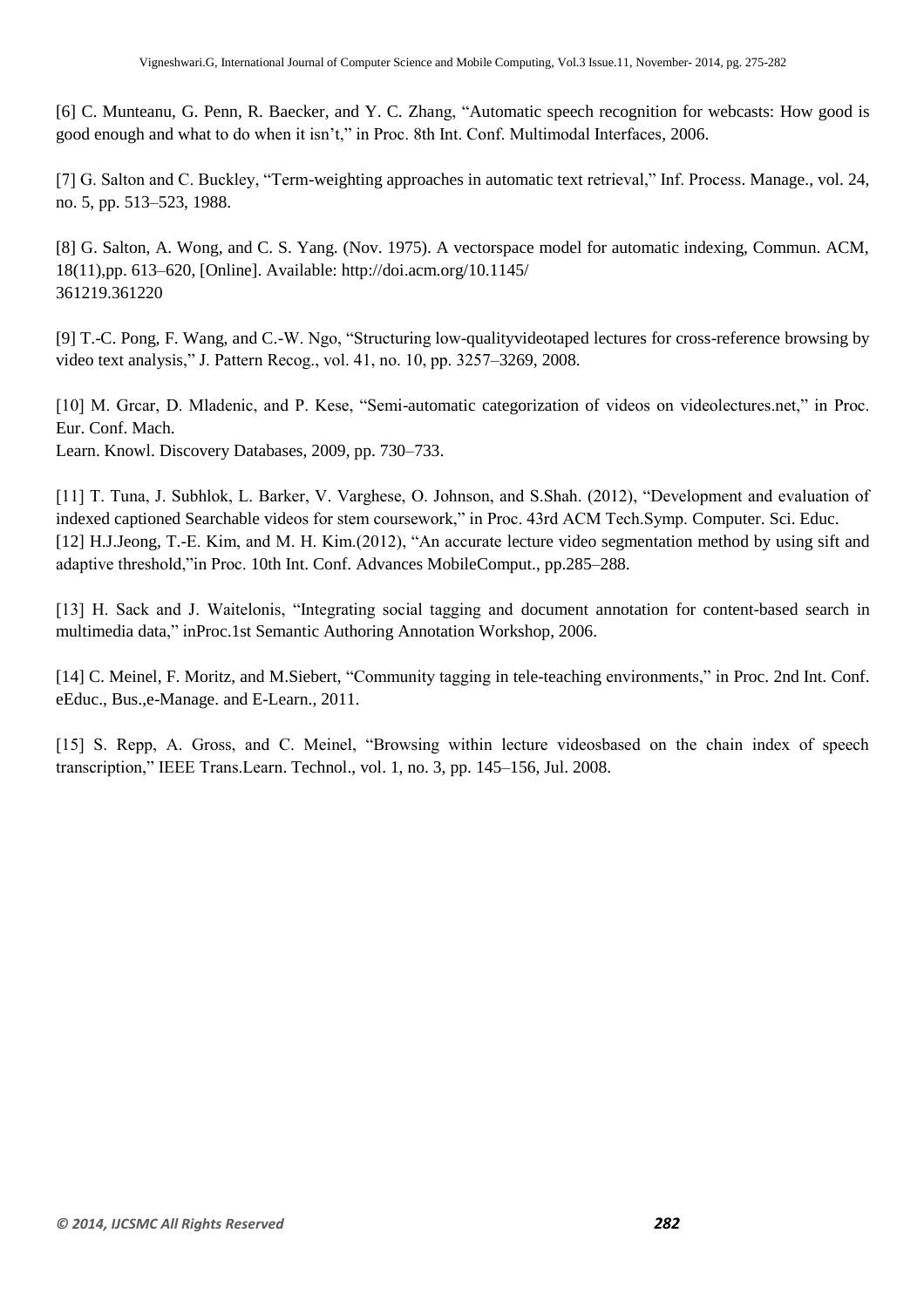[6] C. Munteanu, G. Penn, R. Baecker, and Y. C. Zhang, "Automatic speech recognition for webcasts: How good is good enough and what to do when it isn't," in Proc. 8th Int. Conf. Multimodal Interfaces, 2006.

[7] G. Salton and C. Buckley, "Term-weighting approaches in automatic text retrieval," Inf. Process. Manage., vol. 24, no. 5, pp. 513–523, 1988.

[8] G. Salton, A. Wong, and C. S. Yang. (Nov. 1975). A vectorspace model for automatic indexing, Commun. ACM, 18(11),pp. 613–620, [Online]. Available: http://doi.acm.org/10.1145/
361219.361220

[9] T.-C. Pong, F. Wang, and C.-W. Ngo, "Structuring low-qualityvideotaped lectures for cross-reference browsing by video text analysis," J. Pattern Recog., vol. 41, no. 10, pp. 3257–3269, 2008.

[10] M. Grcar, D. Mladenic, and P. Kese, "Semi-automatic categorization of videos on videolectures.net," in Proc. Eur. Conf. Mach.
Learn. Knowl. Discovery Databases, 2009, pp. 730–733.

[11] T. Tuna, J. Subhlok, L. Barker, V. Varghese, O. Johnson, and S.Shah. (2012), "Development and evaluation of indexed captioned Searchable videos for stem coursework," in Proc. 43rd ACM Tech.Symp. Computer. Sci. Educ.
[12] H.J.Jeong, T.-E. Kim, and M. H. Kim.(2012), "An accurate lecture video segmentation method by using sift and adaptive threshold,"in Proc. 10th Int. Conf. Advances MobileComput., pp.285–288.

[13] H. Sack and J. Waitelonis, "Integrating social tagging and document annotation for content-based search in multimedia data," inProc.1st Semantic Authoring Annotation Workshop, 2006.

[14] C. Meinel, F. Moritz, and M.Siebert, "Community tagging in tele-teaching environments," in Proc. 2nd Int. Conf. eEduc., Bus.,e-Manage. and E-Learn., 2011.

[15] S. Repp, A. Gross, and C. Meinel, "Browsing within lecture videosbased on the chain index of speech transcription," IEEE Trans.Learn. Technol., vol. 1, no. 3, pp. 145–156, Jul. 2008.